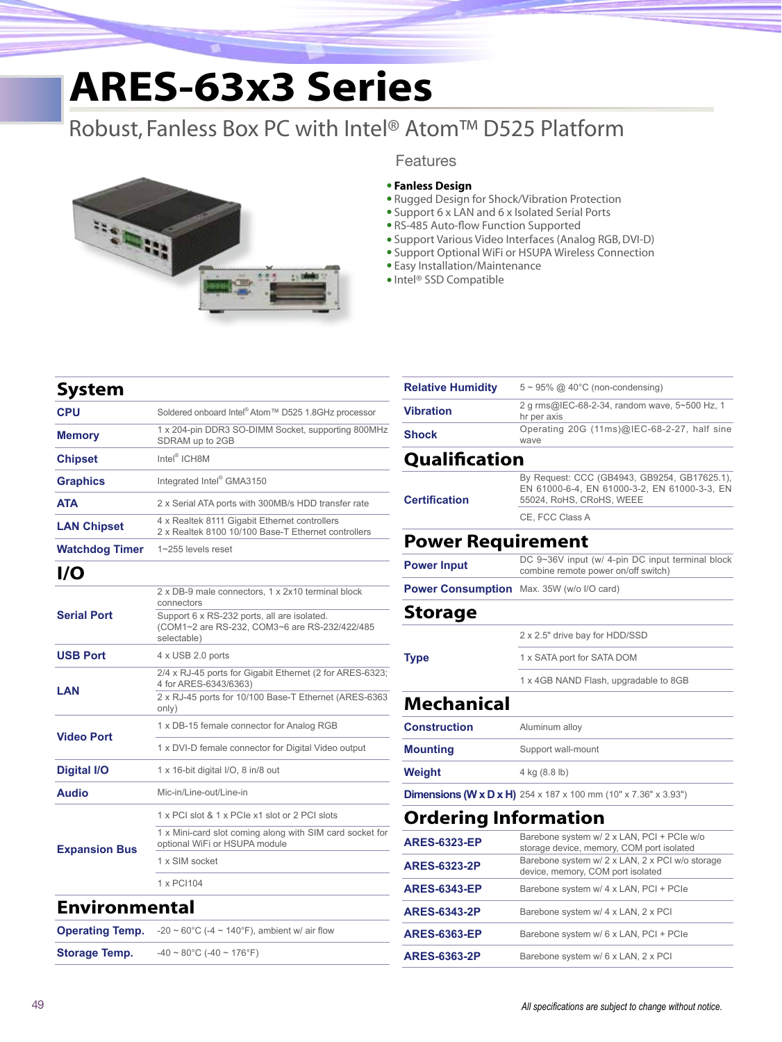# ARES-63x3 Series

## Robust, Fanless Box PC with Intel® Atom™ D525 Platform

### Features

- **Fanless Design**
- Rugged Design for Shock/Vibration Protection
- Support 6 x LAN and 6 x Isolated Serial Ports
- RS-485 Auto-flow Function Supported
- Support Various Video Interfaces (Analog RGB, DVI-D)
- Support Optional WiFi or HSUPA Wireless Connection
- Easy Installation/Maintenance
- Intel® SSD Compatible

## System

| | |
|---|---|
| **CPU** | Soldered onboard Intel® Atom™ D525 1.8GHz processor |
| **Memory** | 1 x 204-pin DDR3 SO-DIMM Socket, supporting 800MHz SDRAM up to 2GB |
| **Chipset** | Intel® ICH8M |
| **Graphics** | Integrated Intel® GMA3150 |
| **ATA** | 2 x Serial ATA ports with 300MB/s HDD transfer rate |
| **LAN Chipset** | 4 x Realtek 8111 Gigabit Ethernet controllers<br>2 x Realtek 8100 10/100 Base-T Ethernet controllers |
| **Watchdog Timer** | 1~255 levels reset |

## I/O

| | |
|---|---|
| **Serial Port** | 2 x DB-9 male connectors, 1 x 2x10 terminal block connectors |
| | Support 6 x RS-232 ports, all are isolated. (COM1~2 are RS-232, COM3~6 are RS-232/422/485 selectable) |
| **USB Port** | 4 x USB 2.0 ports |
| **LAN** | 2/4 x RJ-45 ports for Gigabit Ethernet (2 for ARES-6323; 4 for ARES-6343/6363) |
| | 2 x RJ-45 ports for 10/100 Base-T Ethernet (ARES-6363 only) |
| **Video Port** | 1 x DB-15 female connector for Analog RGB |
| | 1 x DVI-D female connector for Digital Video output |
| **Digital I/O** | 1 x 16-bit digital I/O, 8 in/8 out |
| **Audio** | Mic-in/Line-out/Line-in |
| **Expansion Bus** | 1 x PCI slot & 1 x PCIe x1 slot or 2 PCI slots |
| | 1 x Mini-card slot coming along with SIM card socket for optional WiFi or HSUPA module |
| | 1 x SIM socket |
| | 1 x PCI104 |

## Environmental

| | |
|---|---|
| **Operating Temp.** | -20 ~ 60°C (-4 ~ 140°F), ambient w/ air flow |
| **Storage Temp.** | -40 ~ 80°C (-40 ~ 176°F) |
| **Relative Humidity** | 5 ~ 95% @ 40°C (non-condensing) |
| **Vibration** | 2 g rms@IEC-68-2-34, random wave, 5~500 Hz, 1 hr per axis |
| **Shock** | Operating 20G (11ms)@IEC-68-2-27, half sine wave |

## Qualification

| | |
|---|---|
| **Certification** | By Request: CCC (GB4943, GB9254, GB17625.1), EN 61000-6-4, EN 61000-3-2, EN 61000-3-3, EN 55024, RoHS, CRoHS, WEEE |
| | CE, FCC Class A |

## Power Requirement

| | |
|---|---|
| **Power Input** | DC 9~36V input (w/ 4-pin DC input terminal block combine remote power on/off switch) |
| **Power Consumption** | Max. 35W (w/o I/O card) |

## Storage

| | |
|---|---|
| **Type** | 2 x 2.5" drive bay for HDD/SSD |
| | 1 x SATA port for SATA DOM |
| | 1 x 4GB NAND Flash, upgradable to 8GB |

## Mechanical

| | |
|---|---|
| **Construction** | Aluminum alloy |
| **Mounting** | Support wall-mount |
| **Weight** | 4 kg (8.8 lb) |
| **Dimensions (W x D x H)** | 254 x 187 x 100 mm (10" x 7.36" x 3.93") |

## Ordering Information

| | |
|---|---|
| **ARES-6323-EP** | Barebone system w/ 2 x LAN, PCI + PCIe w/o storage device, memory, COM port isolated |
| **ARES-6323-2P** | Barebone system w/ 2 x LAN, 2 x PCI w/o storage device, memory, COM port isolated |
| **ARES-6343-EP** | Barebone system w/ 4 x LAN, PCI + PCIe |
| **ARES-6343-2P** | Barebone system w/ 4 x LAN, 2 x PCI |
| **ARES-6363-EP** | Barebone system w/ 6 x LAN, PCI + PCIe |
| **ARES-6363-2P** | Barebone system w/ 6 x LAN, 2 x PCI |

*All specifications are subject to change without notice.*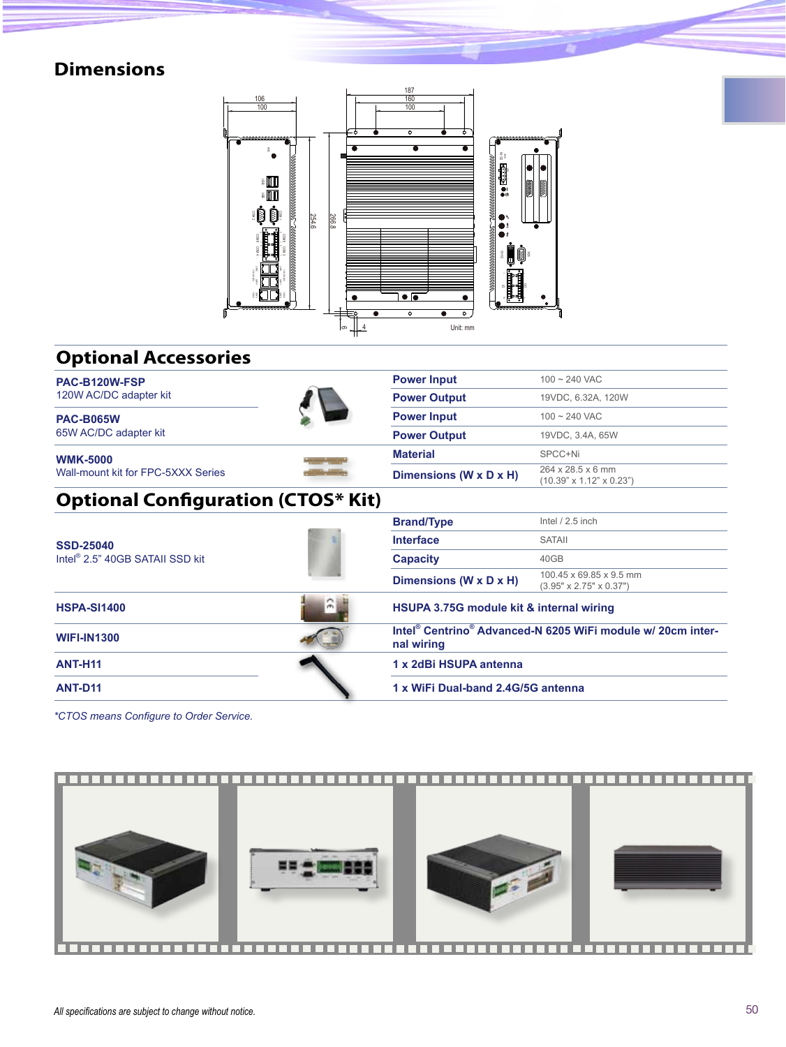## Dimensions

Unit: mm

## Optional Accessories

| Model | Description | Specification | Value |
|---|---|---|---|
| **PAC-B120W-FSP** | 120W AC/DC adapter kit | **Power Input** | 100 ~ 240 VAC |
| | | **Power Output** | 19VDC, 6.32A, 120W |
| **PAC-B065W** | 65W AC/DC adapter kit | **Power Input** | 100 ~ 240 VAC |
| | | **Power Output** | 19VDC, 3.4A, 65W |
| **WMK-5000** | Wall-mount kit for FPC-5XXX Series | **Material** | SPCC+Ni |
| | | **Dimensions (W x D x H)** | 264 x 28.5 x 6 mm (10.39" x 1.12" x 0.23") |

## Optional Configuration (CTOS* Kit)

| Model | Description | Specification | Value |
|---|---|---|---|
| **SSD-25040** | Intel® 2.5" 40GB SATAII SSD kit | **Brand/Type** | Intel / 2.5 inch |
| | | **Interface** | SATAII |
| | | **Capacity** | 40GB |
| | | **Dimensions (W x D x H)** | 100.45 x 69.85 x 9.5 mm (3.95" x 2.75" x 0.37") |
| **HSPA-SI1400** | | **HSUPA 3.75G module kit & internal wiring** | |
| **WIFI-IN1300** | | **Intel® Centrino® Advanced-N 6205 WiFi module w/ 20cm internal wiring** | |
| **ANT-H11** | | **1 x 2dBi HSUPA antenna** | |
| **ANT-D11** | | **1 x WiFi Dual-band 2.4G/5G antenna** | |

*\*CTOS means Configure to Order Service.*

*All specifications are subject to change without notice.*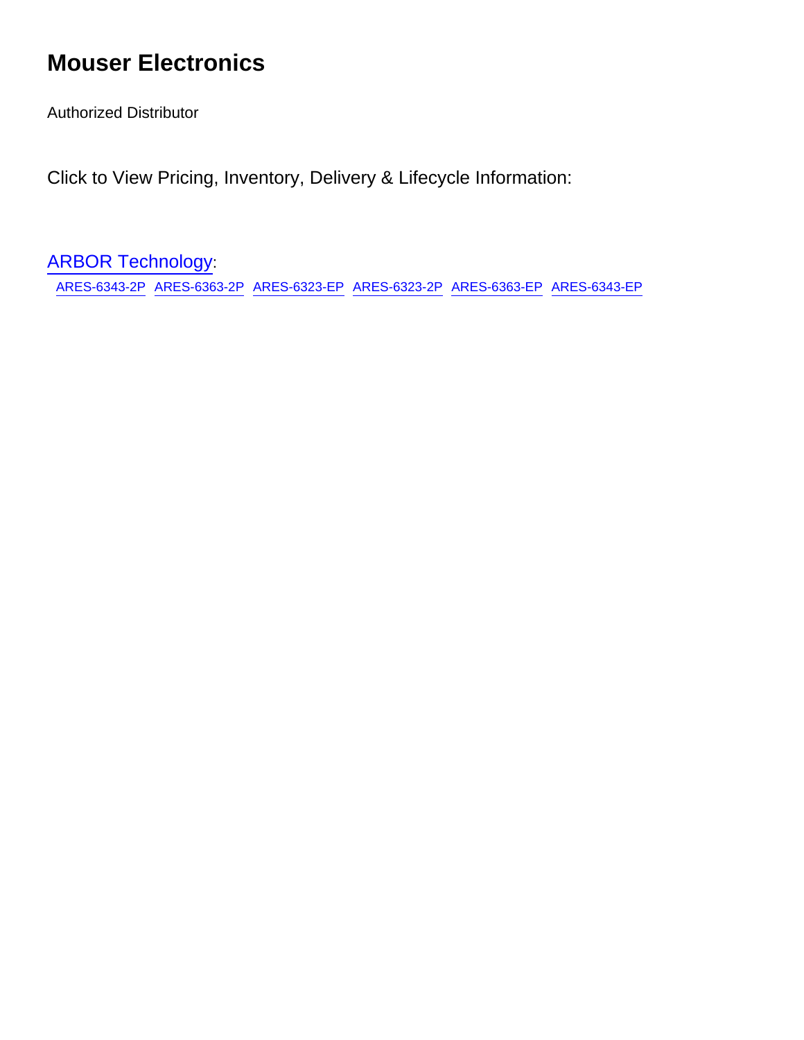# Mouser Electronics

Authorized Distributor

Click to View Pricing, Inventory, Delivery & Lifecycle Information:

ARBOR Technology:

ARES-6343-2P ARES-6363-2P ARES-6323-EP ARES-6323-2P ARES-6363-EP ARES-6343-EP